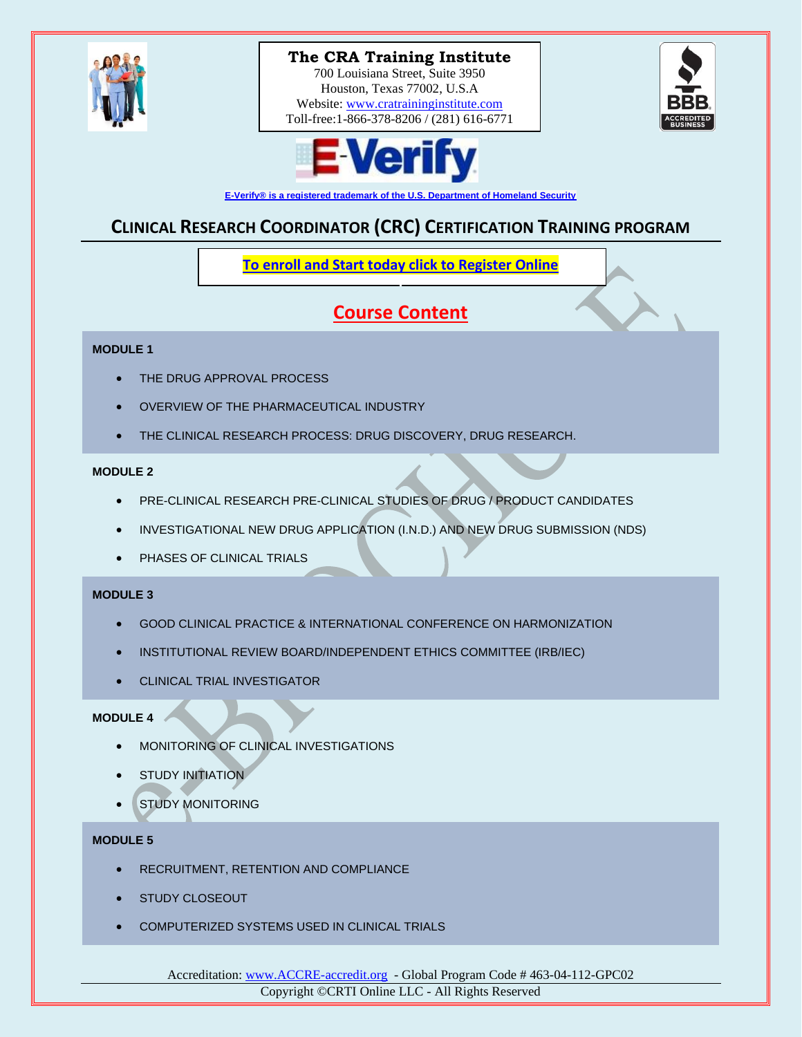**The CRA Training Institute**
700 Louisiana Street, Suite 3950
Houston, Texas 77002, U.S.A
Website: www.cratraininginstitute.com
Toll-free:1-866-378-8206 / (281) 616-6771

E-Verify® is a registered trademark of the U.S. Department of Homeland Security

# CLINICAL RESEARCH COORDINATOR (CRC) CERTIFICATION TRAINING PROGRAM

**To enroll and Start today click to Register Online**

## Course Content

**MODULE 1**

- THE DRUG APPROVAL PROCESS
- OVERVIEW OF THE PHARMACEUTICAL INDUSTRY
- THE CLINICAL RESEARCH PROCESS: DRUG DISCOVERY, DRUG RESEARCH.

**MODULE 2**

- PRE-CLINICAL RESEARCH PRE-CLINICAL STUDIES OF DRUG / PRODUCT CANDIDATES
- INVESTIGATIONAL NEW DRUG APPLICATION (I.N.D.) AND NEW DRUG SUBMISSION (NDS)
- PHASES OF CLINICAL TRIALS

**MODULE 3**

- GOOD CLINICAL PRACTICE & INTERNATIONAL CONFERENCE ON HARMONIZATION
- INSTITUTIONAL REVIEW BOARD/INDEPENDENT ETHICS COMMITTEE (IRB/IEC)
- CLINICAL TRIAL INVESTIGATOR

**MODULE 4**

- MONITORING OF CLINICAL INVESTIGATIONS
- STUDY INITIATION
- STUDY MONITORING

**MODULE 5**

- RECRUITMENT, RETENTION AND COMPLIANCE
- STUDY CLOSEOUT
- COMPUTERIZED SYSTEMS USED IN CLINICAL TRIALS

Accreditation: www.ACCRE-accredit.org - Global Program Code # 463-04-112-GPC02
Copyright ©CRTI Online LLC - All Rights Reserved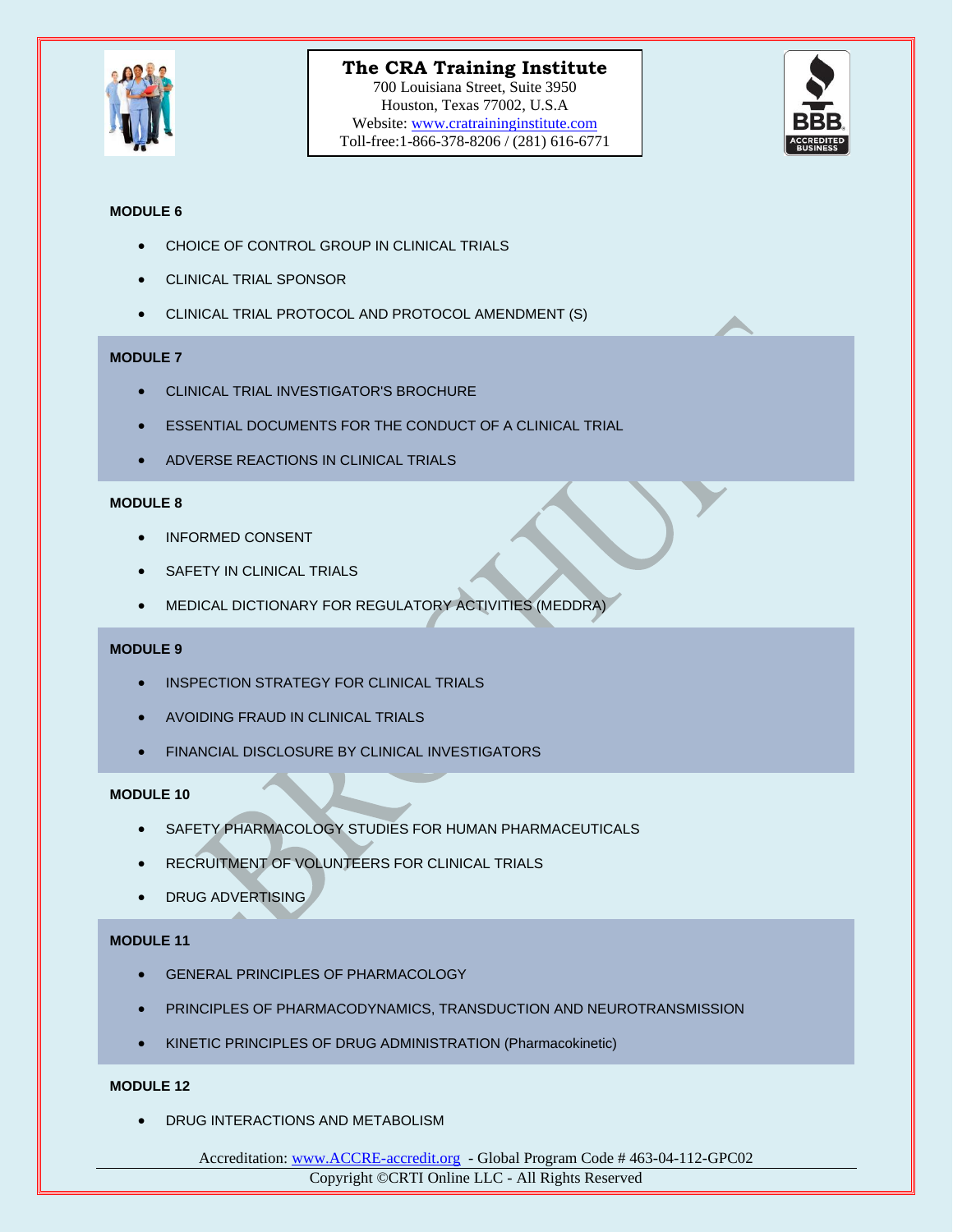### MODULE 6

- CHOICE OF CONTROL GROUP IN CLINICAL TRIALS
- CLINICAL TRIAL SPONSOR
- CLINICAL TRIAL PROTOCOL AND PROTOCOL AMENDMENT (S)

### MODULE 7

- CLINICAL TRIAL INVESTIGATOR'S BROCHURE
- ESSENTIAL DOCUMENTS FOR THE CONDUCT OF A CLINICAL TRIAL
- ADVERSE REACTIONS IN CLINICAL TRIALS

### MODULE 8

- INFORMED CONSENT
- SAFETY IN CLINICAL TRIALS
- MEDICAL DICTIONARY FOR REGULATORY ACTIVITIES (MEDDRA)

### MODULE 9

- INSPECTION STRATEGY FOR CLINICAL TRIALS
- AVOIDING FRAUD IN CLINICAL TRIALS
- FINANCIAL DISCLOSURE BY CLINICAL INVESTIGATORS

### MODULE 10

- SAFETY PHARMACOLOGY STUDIES FOR HUMAN PHARMACEUTICALS
- RECRUITMENT OF VOLUNTEERS FOR CLINICAL TRIALS
- DRUG ADVERTISING

### MODULE 11

- GENERAL PRINCIPLES OF PHARMACOLOGY
- PRINCIPLES OF PHARMACODYNAMICS, TRANSDUCTION AND NEUROTRANSMISSION
- KINETIC PRINCIPLES OF DRUG ADMINISTRATION (Pharmacokinetic)

### MODULE 12

- DRUG INTERACTIONS AND METABOLISM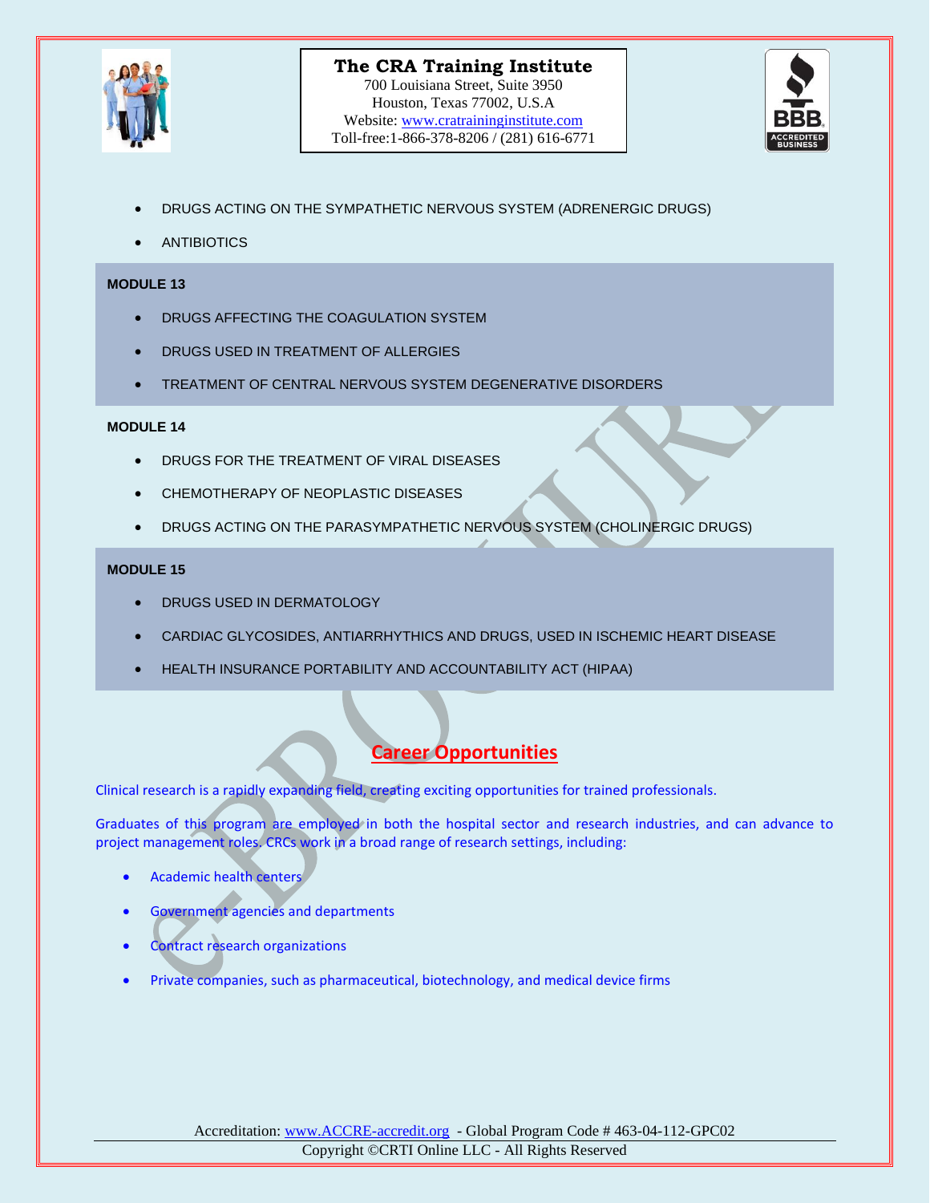- DRUGS ACTING ON THE SYMPATHETIC NERVOUS SYSTEM (ADRENERGIC DRUGS)
- ANTIBIOTICS

**MODULE 13**

- DRUGS AFFECTING THE COAGULATION SYSTEM
- DRUGS USED IN TREATMENT OF ALLERGIES
- TREATMENT OF CENTRAL NERVOUS SYSTEM DEGENERATIVE DISORDERS

**MODULE 14**

- DRUGS FOR THE TREATMENT OF VIRAL DISEASES
- CHEMOTHERAPY OF NEOPLASTIC DISEASES
- DRUGS ACTING ON THE PARASYMPATHETIC NERVOUS SYSTEM (CHOLINERGIC DRUGS)

**MODULE 15**

- DRUGS USED IN DERMATOLOGY
- CARDIAC GLYCOSIDES, ANTIARRHYTHMICS AND DRUGS, USED IN ISCHEMIC HEART DISEASE
- HEALTH INSURANCE PORTABILITY AND ACCOUNTABILITY ACT (HIPAA)

## Career Opportunities

Clinical research is a rapidly expanding field, creating exciting opportunities for trained professionals.

Graduates of this program are employed in both the hospital sector and research industries, and can advance to project management roles. CRCs work in a broad range of research settings, including:

- Academic health centers
- Government agencies and departments
- Contract research organizations
- Private companies, such as pharmaceutical, biotechnology, and medical device firms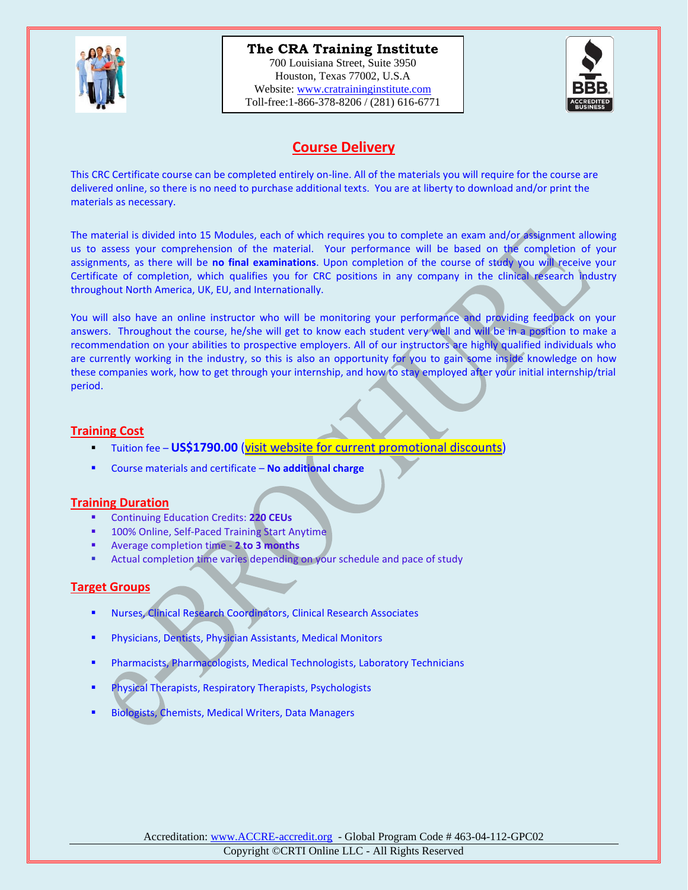**The CRA Training Institute**
700 Louisiana Street, Suite 3950
Houston, Texas 77002, U.S.A
Website: www.cratraininginstitute.com
Toll-free:1-866-378-8206 / (281) 616-6771

## Course Delivery

This CRC Certificate course can be completed entirely on-line. All of the materials you will require for the course are delivered online, so there is no need to purchase additional texts. You are at liberty to download and/or print the materials as necessary.

The material is divided into 15 Modules, each of which requires you to complete an exam and/or assignment allowing us to assess your comprehension of the material. Your performance will be based on the completion of your assignments, as there will be **no final examinations**. Upon completion of the course of study you will receive your Certificate of completion, which qualifies you for CRC positions in any company in the clinical research industry throughout North America, UK, EU, and Internationally.

You will also have an online instructor who will be monitoring your performance and providing feedback on your answers. Throughout the course, he/she will get to know each student very well and will be in a position to make a recommendation on your abilities to prospective employers. All of our instructors are highly qualified individuals who are currently working in the industry, so this is also an opportunity for you to gain some inside knowledge on how these companies work, how to get through your internship, and how to stay employed after your initial internship/trial period.

### Training Cost

- Tuition fee – **US$1790.00** (visit website for current promotional discounts)
- Course materials and certificate – **No additional charge**

### Training Duration

- Continuing Education Credits: **220 CEUs**
- 100% Online, Self-Paced Training Start Anytime
- Average completion time - **2 to 3 months**
- Actual completion time varies depending on your schedule and pace of study

### Target Groups

- Nurses, Clinical Research Coordinators, Clinical Research Associates
- Physicians, Dentists, Physician Assistants, Medical Monitors
- Pharmacists, Pharmacologists, Medical Technologists, Laboratory Technicians
- Physical Therapists, Respiratory Therapists, Psychologists
- Biologists, Chemists, Medical Writers, Data Managers

Accreditation: www.ACCRE-accredit.org - Global Program Code # 463-04-112-GPC02
Copyright ©CRTI Online LLC - All Rights Reserved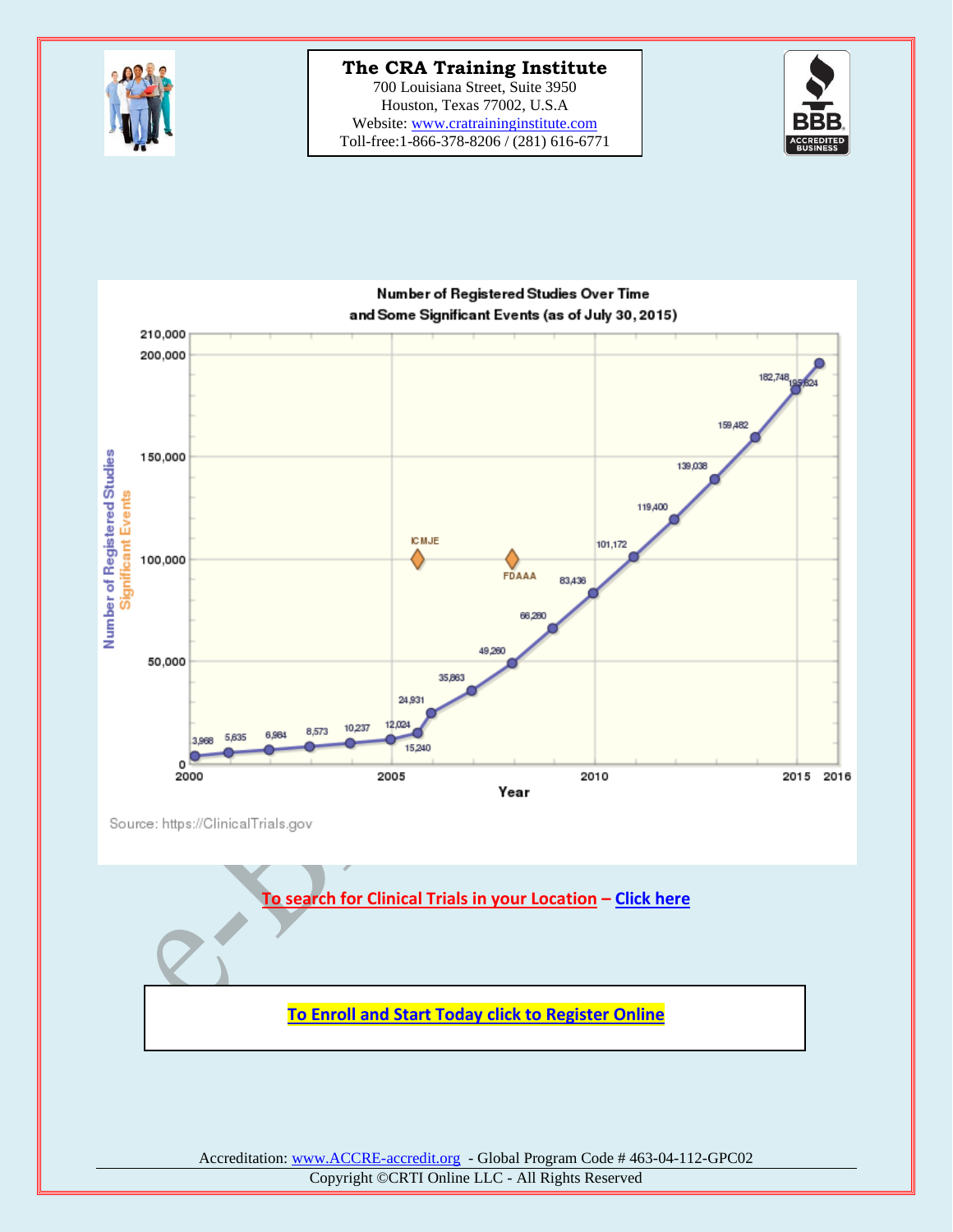**The CRA Training Institute**
700 Louisiana Street, Suite 3950
Houston, Texas 77002, U.S.A
Website: www.cratraininginstitute.com
Toll-free:1-866-378-8206 / (281) 616-6771

Number of Registered Studies Over Time
and Some Significant Events (as of July 30, 2015)

Number of Registered Studies
Significant Events

210,000
200,000
150,000
100,000
50,000
0

2000
2005
2010
2015
2016

Year

3,968
5,635
6,984
8,573
10,237
12,024
15,240
24,931
35,863
49,260
66,280
83,436
101,172
119,400
139,038
159,482
182,748
195,624

ICMJE
FDAAA

Source: https://ClinicalTrials.gov

**To search for Clinical Trials in your Location – Click here**

**To Enroll and Start Today click to Register Online**

Accreditation: www.ACCRE-accredit.org - Global Program Code # 463-04-112-GPC02
Copyright ©CRTI Online LLC - All Rights Reserved